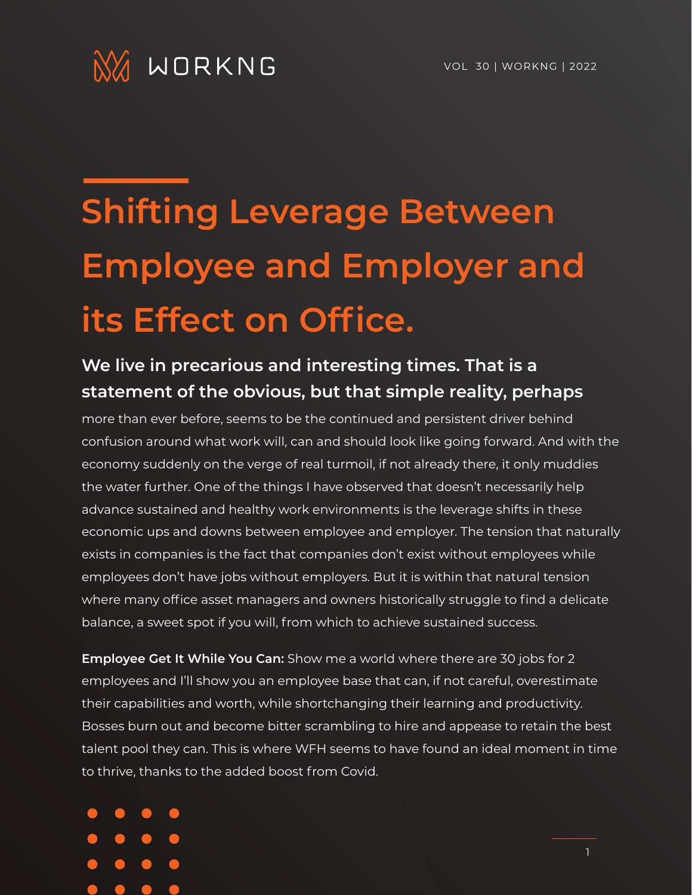# Shifting Leverage Between Employee and Employer and its Effect on Office.

**We live in precarious and interesting times. That is a statement of the obvious, but that simple reality, perhaps** more than ever before, seems to be the continued and persistent driver behind confusion around what work will, can and should look like going forward. And with the economy suddenly on the verge of real turmoil, if not already there, it only muddies the water further. One of the things I have observed that doesn't necessarily help advance sustained and healthy work environments is the leverage shifts in these economic ups and downs between employee and employer. The tension that naturally exists in companies is the fact that companies don't exist without employees while employees don't have jobs without employers. But it is within that natural tension where many office asset managers and owners historically struggle to find a delicate balance, a sweet spot if you will, from which to achieve sustained success.

**Employee Get It While You Can:** Show me a world where there are 30 jobs for 2 employees and I'll show you an employee base that can, if not careful, overestimate their capabilities and worth, while shortchanging their learning and productivity. Bosses burn out and become bitter scrambling to hire and appease to retain the best talent pool they can. This is where WFH seems to have found an ideal moment in time to thrive, thanks to the added boost from Covid.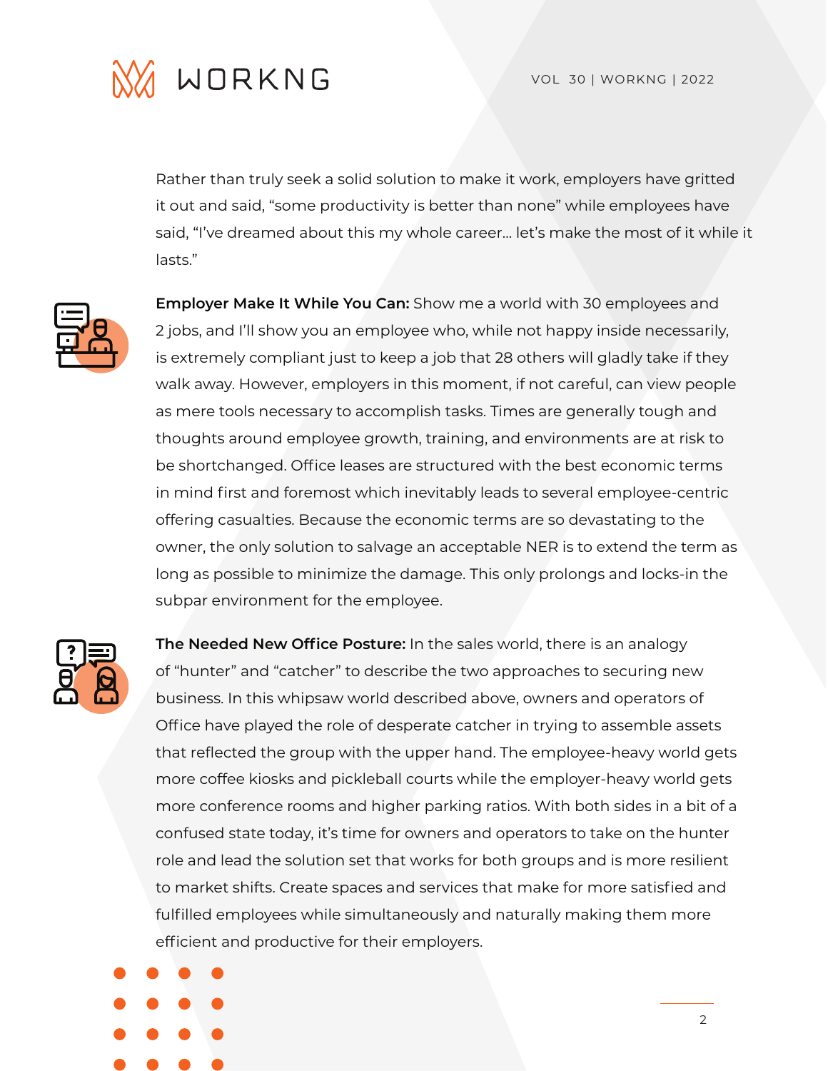Rather than truly seek a solid solution to make it work, employers have gritted it out and said, “some productivity is better than none” while employees have said, “I’ve dreamed about this my whole career… let’s make the most of it while it lasts.”

**Employer Make It While You Can:** Show me a world with 30 employees and 2 jobs, and I’ll show you an employee who, while not happy inside necessarily, is extremely compliant just to keep a job that 28 others will gladly take if they walk away. However, employers in this moment, if not careful, can view people as mere tools necessary to accomplish tasks. Times are generally tough and thoughts around employee growth, training, and environments are at risk to be shortchanged. Office leases are structured with the best economic terms in mind first and foremost which inevitably leads to several employee-centric offering casualties. Because the economic terms are so devastating to the owner, the only solution to salvage an acceptable NER is to extend the term as long as possible to minimize the damage. This only prolongs and locks-in the subpar environment for the employee.

**The Needed New Office Posture:** In the sales world, there is an analogy of “hunter” and “catcher” to describe the two approaches to securing new business. In this whipsaw world described above, owners and operators of Office have played the role of desperate catcher in trying to assemble assets that reflected the group with the upper hand. The employee-heavy world gets more coffee kiosks and pickleball courts while the employer-heavy world gets more conference rooms and higher parking ratios. With both sides in a bit of a confused state today, it’s time for owners and operators to take on the hunter role and lead the solution set that works for both groups and is more resilient to market shifts. Create spaces and services that make for more satisfied and fulfilled employees while simultaneously and naturally making them more efficient and productive for their employers.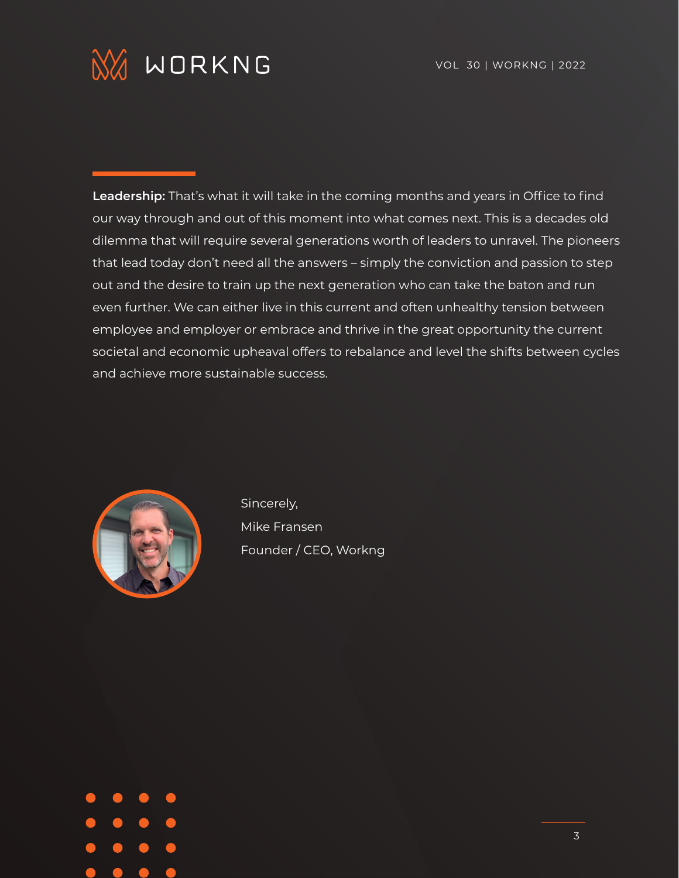**Leadership:** That's what it will take in the coming months and years in Office to find our way through and out of this moment into what comes next. This is a decades old dilemma that will require several generations worth of leaders to unravel. The pioneers that lead today don't need all the answers – simply the conviction and passion to step out and the desire to train up the next generation who can take the baton and run even further. We can either live in this current and often unhealthy tension between employee and employer or embrace and thrive in the great opportunity the current societal and economic upheaval offers to rebalance and level the shifts between cycles and achieve more sustainable success.

Sincerely,
Mike Fransen
Founder / CEO, Workng